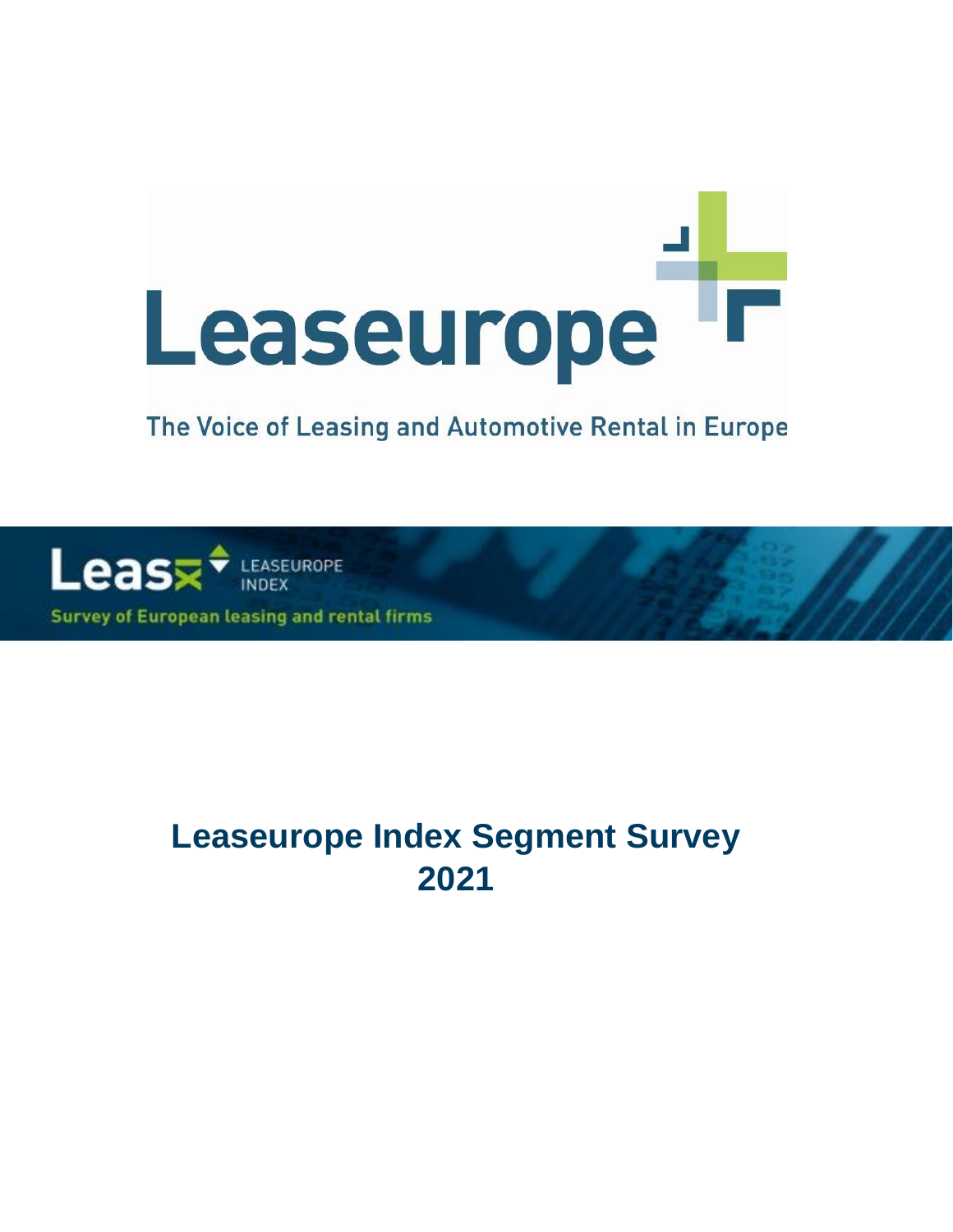Leaseurope

The Voice of Leasing and Automotive Rental in Europe

Leasx LEASEUROPE INDEX

Survey of European leasing and rental firms

# Leaseurope Index Segment Survey 2021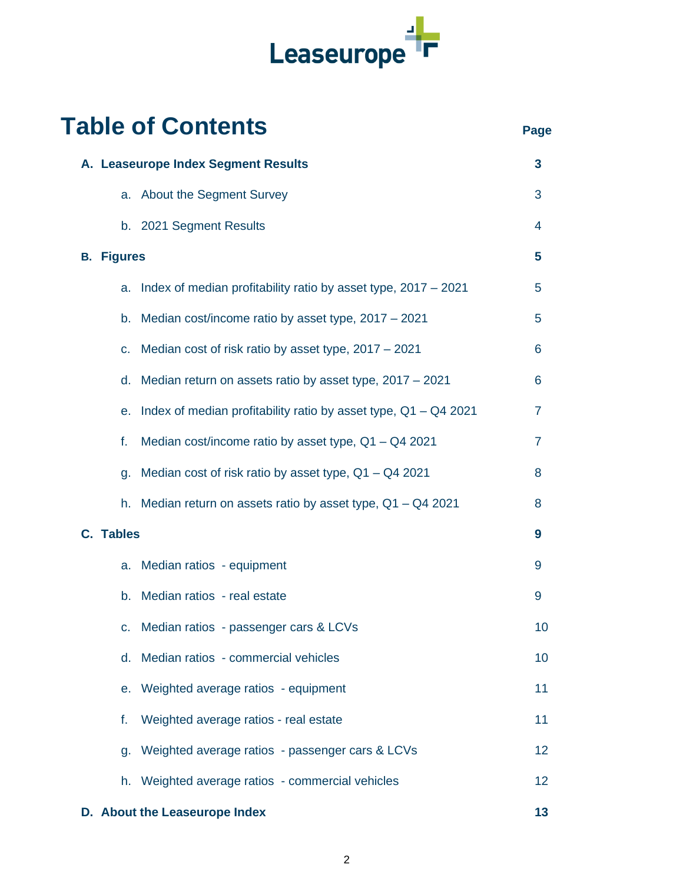Leaseurope

# Table of Contents

| | Page |
|---|---|
| **A. Leaseurope Index Segment Results** | **3** |
| a. About the Segment Survey | 3 |
| b. 2021 Segment Results | 4 |
| **B. Figures** | **5** |
| a. Index of median profitability ratio by asset type, 2017 – 2021 | 5 |
| b. Median cost/income ratio by asset type, 2017 – 2021 | 5 |
| c. Median cost of risk ratio by asset type, 2017 – 2021 | 6 |
| d. Median return on assets ratio by asset type, 2017 – 2021 | 6 |
| e. Index of median profitability ratio by asset type, Q1 – Q4 2021 | 7 |
| f. Median cost/income ratio by asset type, Q1 – Q4 2021 | 7 |
| g. Median cost of risk ratio by asset type, Q1 – Q4 2021 | 8 |
| h. Median return on assets ratio by asset type, Q1 – Q4 2021 | 8 |
| **C. Tables** | **9** |
| a. Median ratios - equipment | 9 |
| b. Median ratios - real estate | 9 |
| c. Median ratios - passenger cars & LCVs | 10 |
| d. Median ratios - commercial vehicles | 10 |
| e. Weighted average ratios - equipment | 11 |
| f. Weighted average ratios - real estate | 11 |
| g. Weighted average ratios - passenger cars & LCVs | 12 |
| h. Weighted average ratios - commercial vehicles | 12 |
| **D. About the Leaseurope Index** | **13** |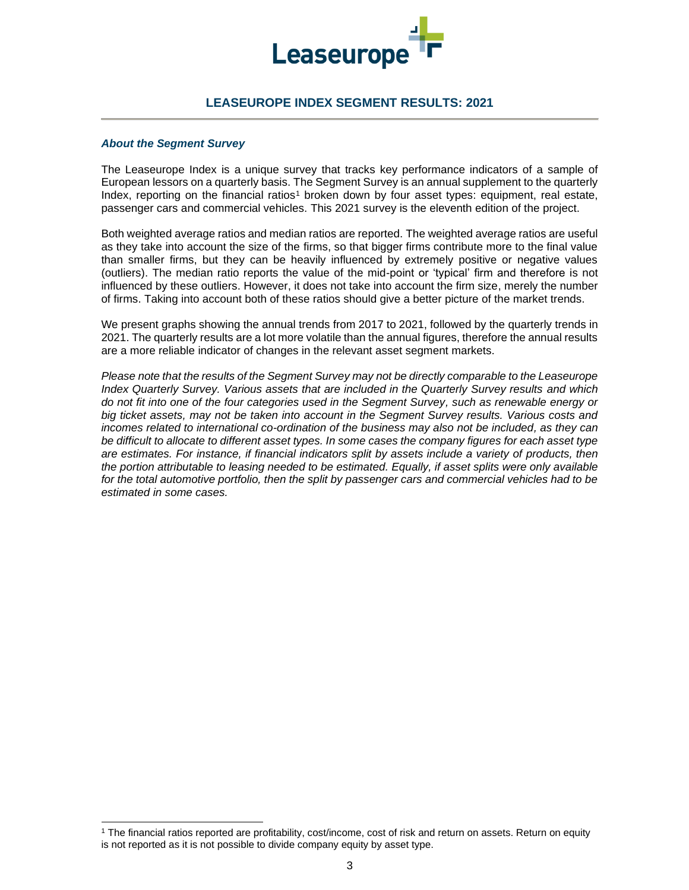# LEASEUROPE INDEX SEGMENT RESULTS: 2021

### *About the Segment Survey*

The Leaseurope Index is a unique survey that tracks key performance indicators of a sample of European lessors on a quarterly basis. The Segment Survey is an annual supplement to the quarterly Index, reporting on the financial ratios[1] broken down by four asset types: equipment, real estate, passenger cars and commercial vehicles. This 2021 survey is the eleventh edition of the project.

Both weighted average ratios and median ratios are reported. The weighted average ratios are useful as they take into account the size of the firms, so that bigger firms contribute more to the final value than smaller firms, but they can be heavily influenced by extremely positive or negative values (outliers). The median ratio reports the value of the mid-point or 'typical' firm and therefore is not influenced by these outliers. However, it does not take into account the firm size, merely the number of firms. Taking into account both of these ratios should give a better picture of the market trends.

We present graphs showing the annual trends from 2017 to 2021, followed by the quarterly trends in 2021. The quarterly results are a lot more volatile than the annual figures, therefore the annual results are a more reliable indicator of changes in the relevant asset segment markets.

*Please note that the results of the Segment Survey may not be directly comparable to the Leaseurope Index Quarterly Survey. Various assets that are included in the Quarterly Survey results and which do not fit into one of the four categories used in the Segment Survey, such as renewable energy or big ticket assets, may not be taken into account in the Segment Survey results. Various costs and incomes related to international co-ordination of the business may also not be included, as they can be difficult to allocate to different asset types. In some cases the company figures for each asset type are estimates. For instance, if financial indicators split by assets include a variety of products, then the portion attributable to leasing needed to be estimated. Equally, if asset splits were only available for the total automotive portfolio, then the split by passenger cars and commercial vehicles had to be estimated in some cases.*

[1] The financial ratios reported are profitability, cost/income, cost of risk and return on assets. Return on equity is not reported as it is not possible to divide company equity by asset type.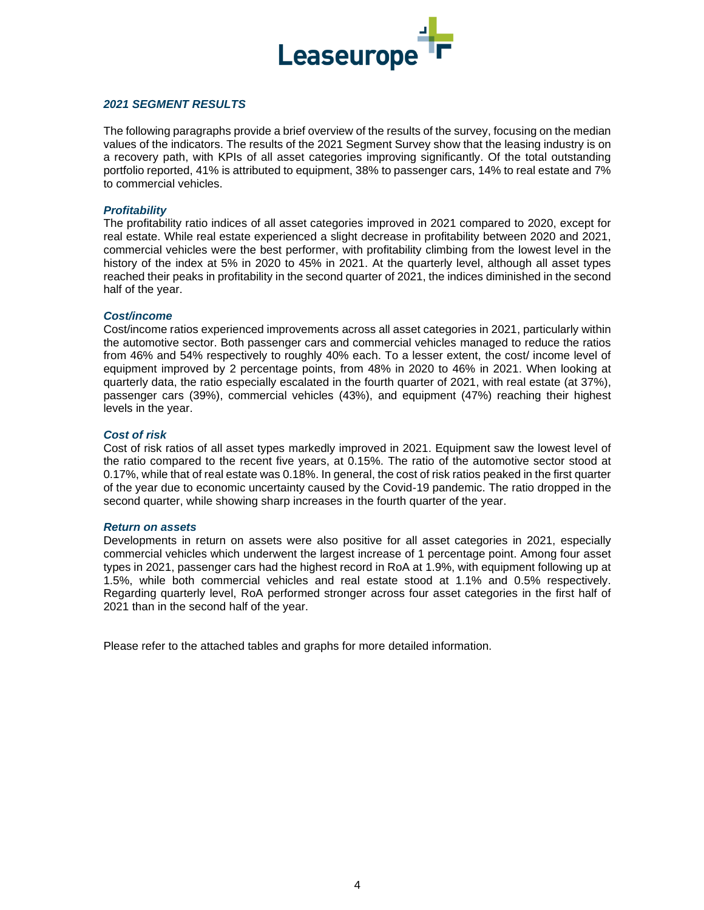## *2021 SEGMENT RESULTS*

The following paragraphs provide a brief overview of the results of the survey, focusing on the median values of the indicators. The results of the 2021 Segment Survey show that the leasing industry is on a recovery path, with KPIs of all asset categories improving significantly. Of the total outstanding portfolio reported, 41% is attributed to equipment, 38% to passenger cars, 14% to real estate and 7% to commercial vehicles.

### *Profitability*

The profitability ratio indices of all asset categories improved in 2021 compared to 2020, except for real estate. While real estate experienced a slight decrease in profitability between 2020 and 2021, commercial vehicles were the best performer, with profitability climbing from the lowest level in the history of the index at 5% in 2020 to 45% in 2021. At the quarterly level, although all asset types reached their peaks in profitability in the second quarter of 2021, the indices diminished in the second half of the year.

### *Cost/income*

Cost/income ratios experienced improvements across all asset categories in 2021, particularly within the automotive sector. Both passenger cars and commercial vehicles managed to reduce the ratios from 46% and 54% respectively to roughly 40% each. To a lesser extent, the cost/ income level of equipment improved by 2 percentage points, from 48% in 2020 to 46% in 2021. When looking at quarterly data, the ratio especially escalated in the fourth quarter of 2021, with real estate (at 37%), passenger cars (39%), commercial vehicles (43%), and equipment (47%) reaching their highest levels in the year.

### *Cost of risk*

Cost of risk ratios of all asset types markedly improved in 2021. Equipment saw the lowest level of the ratio compared to the recent five years, at 0.15%. The ratio of the automotive sector stood at 0.17%, while that of real estate was 0.18%. In general, the cost of risk ratios peaked in the first quarter of the year due to economic uncertainty caused by the Covid-19 pandemic. The ratio dropped in the second quarter, while showing sharp increases in the fourth quarter of the year.

### *Return on assets*

Developments in return on assets were also positive for all asset categories in 2021, especially commercial vehicles which underwent the largest increase of 1 percentage point. Among four asset types in 2021, passenger cars had the highest record in RoA at 1.9%, with equipment following up at 1.5%, while both commercial vehicles and real estate stood at 1.1% and 0.5% respectively. Regarding quarterly level, RoA performed stronger across four asset categories in the first half of 2021 than in the second half of the year.

Please refer to the attached tables and graphs for more detailed information.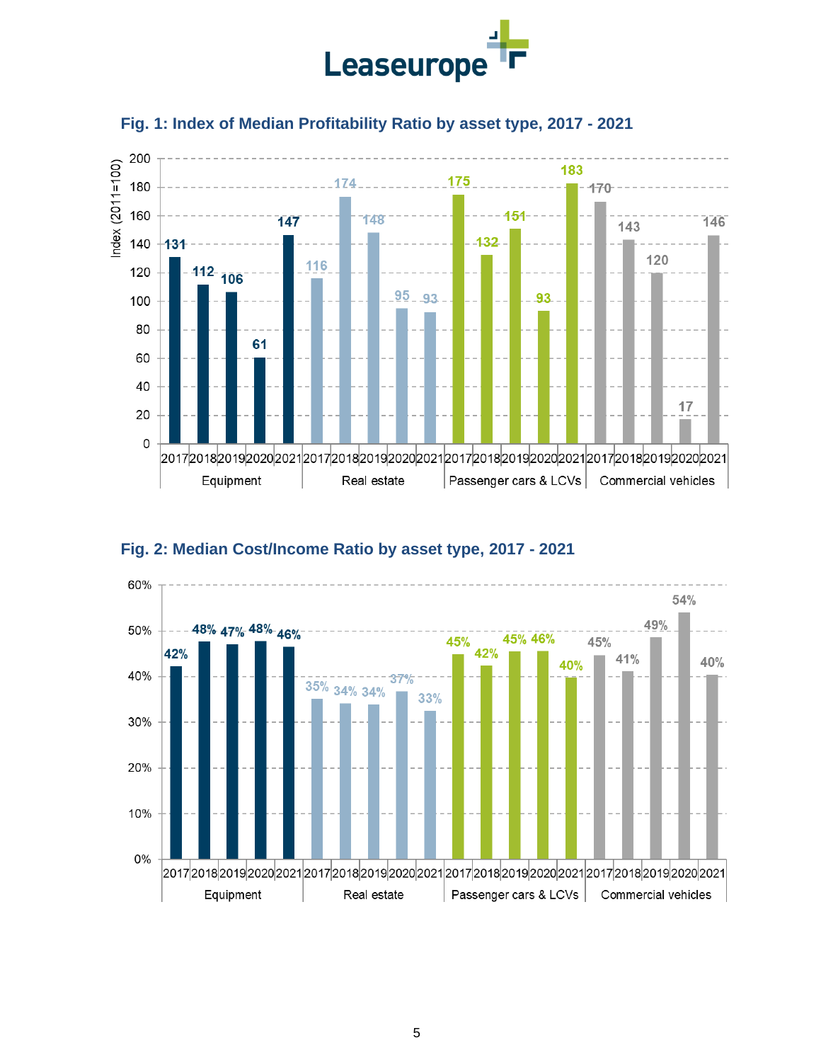### Fig. 1: Index of Median Profitability Ratio by asset type, 2017 - 2021

Index (2011=100)

| Asset type | 2017 | 2018 | 2019 | 2020 | 2021 |
|---|---|---|---|---|---|
| Equipment | 131 | 112 | 106 | 61 | 147 |
| Real estate | 116 | 174 | 148 | 95 | 93 |
| Passenger cars & LCVs | 175 | 132 | 151 | 93 | 183 |
| Commercial vehicles | 170 | 143 | 120 | 17 | 146 |

### Fig. 2: Median Cost/Income Ratio by asset type, 2017 - 2021

| Asset type | 2017 | 2018 | 2019 | 2020 | 2021 |
|---|---|---|---|---|---|
| Equipment | 42% | 48% | 47% | 48% | 46% |
| Real estate | 35% | 34% | 34% | 37% | 33% |
| Passenger cars & LCVs | 45% | 42% | 45% | 46% | 40% |
| Commercial vehicles | 45% | 41% | 49% | 54% | 40% |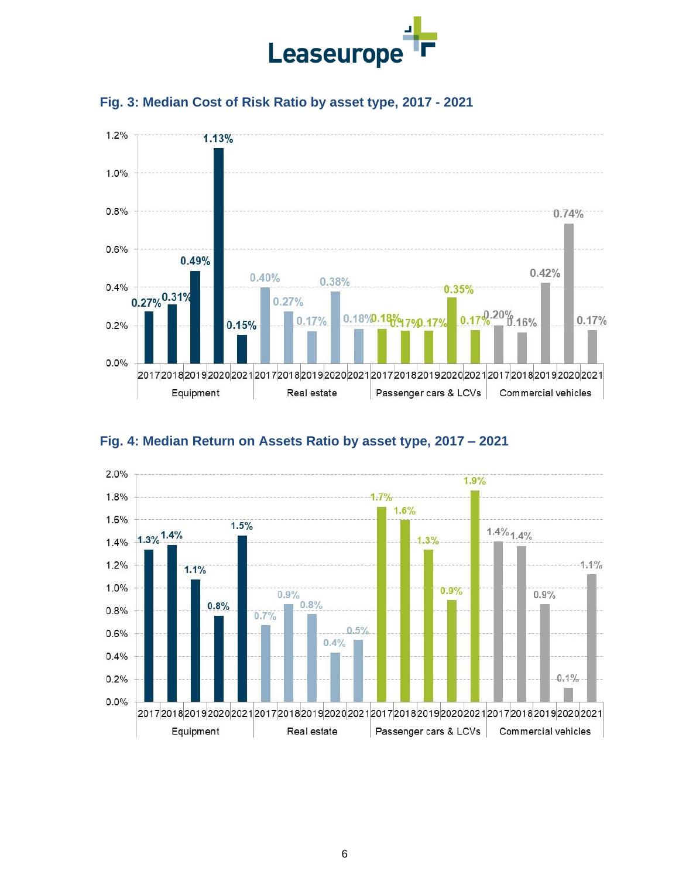## Fig. 3: Median Cost of Risk Ratio by asset type, 2017 - 2021

| Asset type | 2017 | 2018 | 2019 | 2020 | 2021 |
|---|---|---|---|---|---|
| Equipment | 0.27% | 0.31% | 0.49% | 1.13% | 0.15% |
| Real estate | 0.40% | 0.27% | 0.17% | 0.38% | 0.18% |
| Passenger cars & LCVs | 0.18% | 0.17% | 0.17% | 0.35% | 0.17% |
| Commercial vehicles | 0.20% | 0.16% | 0.42% | 0.74% | 0.17% |

## Fig. 4: Median Return on Assets Ratio by asset type, 2017 – 2021

| Asset type | 2017 | 2018 | 2019 | 2020 | 2021 |
|---|---|---|---|---|---|
| Equipment | 1.3% | 1.4% | 1.1% | 0.8% | 1.5% |
| Real estate | 0.7% | 0.9% | 0.8% | 0.4% | 0.5% |
| Passenger cars & LCVs | 1.7% | 1.6% | 1.3% | 0.9% | 1.9% |
| Commercial vehicles | 1.4% | 1.4% | 0.9% | 0.1% | 1.1% |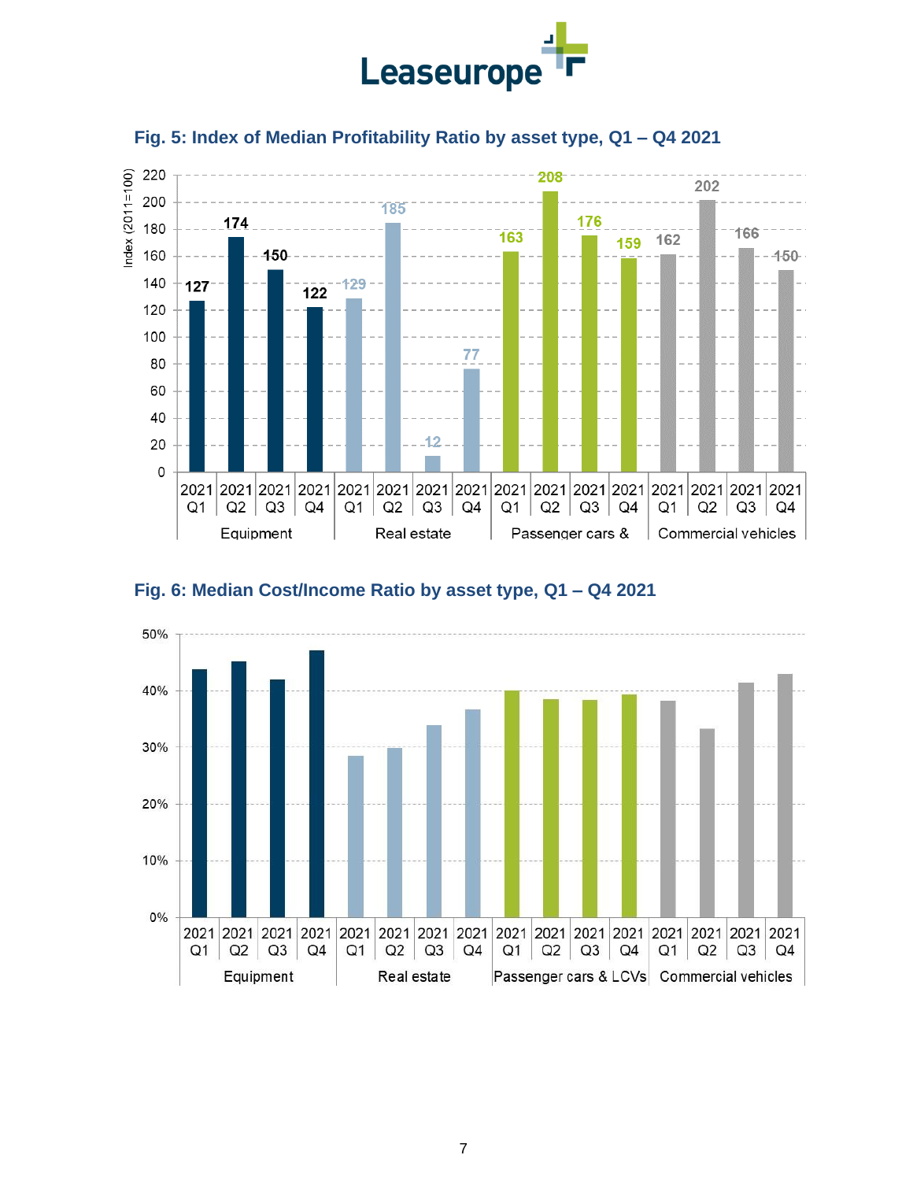## Fig. 5: Index of Median Profitability Ratio by asset type, Q1 – Q4 2021

| Asset type | 2021 Q1 | 2021 Q2 | 2021 Q3 | 2021 Q4 |
|---|---|---|---|---|
| Equipment | 127 | 174 | 150 | 122 |
| Real estate | 129 | 185 | 12 | 77 |
| Passenger cars & | 163 | 208 | 176 | 159 |
| Commercial vehicles | 162 | 202 | 166 | 150 |

Index (2011=100)

## Fig. 6: Median Cost/Income Ratio by asset type, Q1 – Q4 2021

Asset types: Equipment, Real estate, Passenger cars & LCVs, Commercial vehicles (2021 Q1 – 2021 Q4)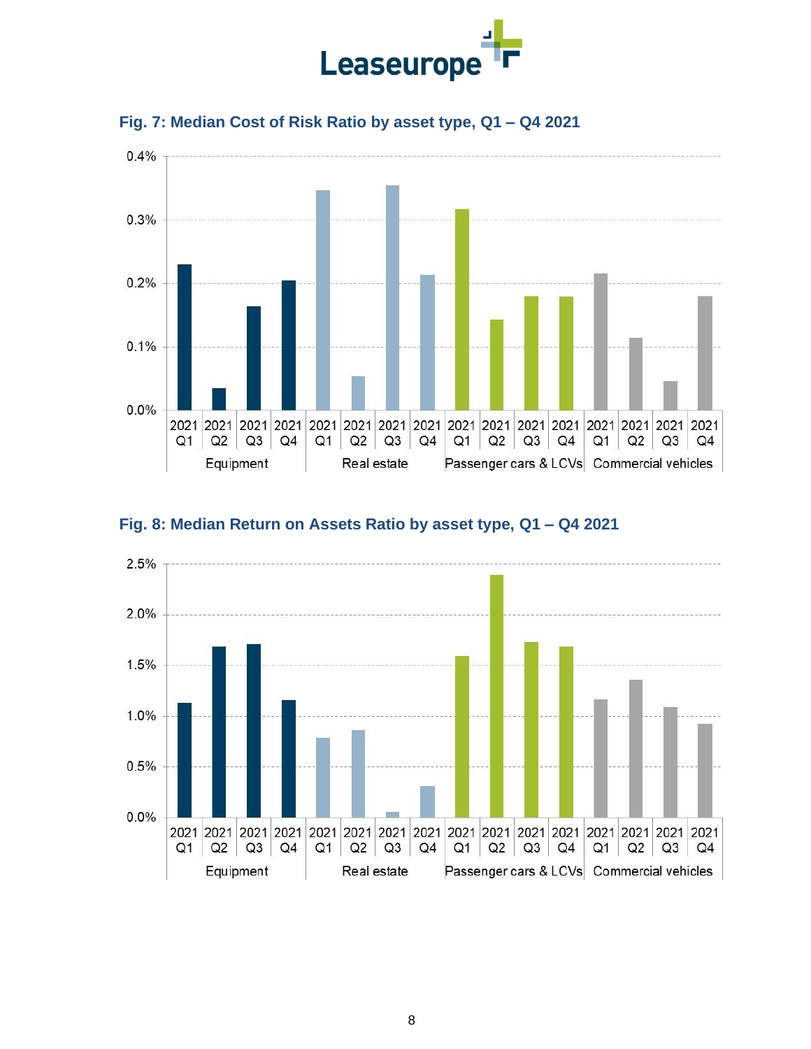### Fig. 7: Median Cost of Risk Ratio by asset type, Q1 – Q4 2021

### Fig. 8: Median Return on Assets Ratio by asset type, Q1 – Q4 2021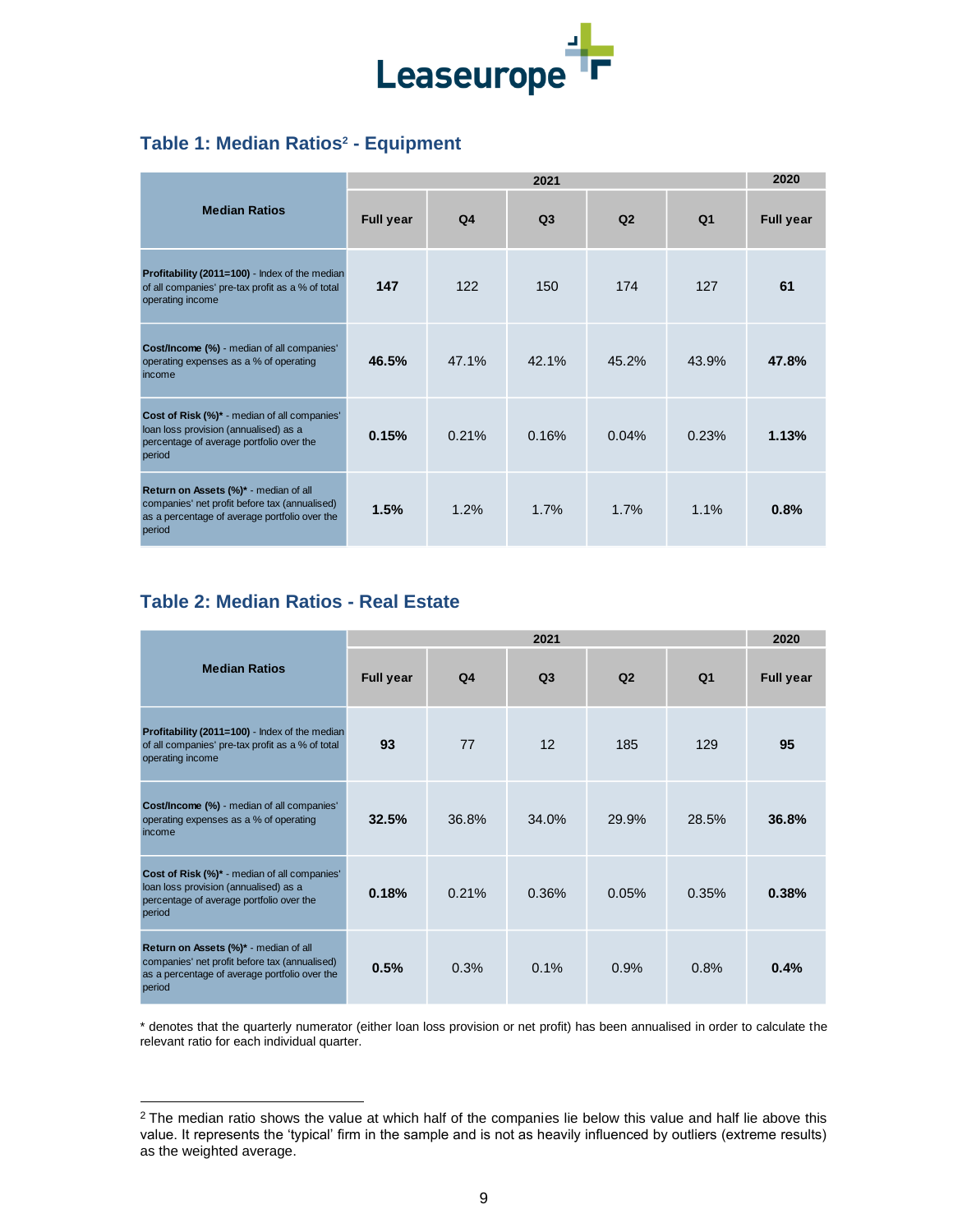## Table 1: Median Ratios[2] - Equipment

| Median Ratios | 2021 | | | | | 2020 |
|---|---|---|---|---|---|---|
| | **Full year** | **Q4** | **Q3** | **Q2** | **Q1** | **Full year** |
| **Profitability (2011=100)** - Index of the median of all companies' pre-tax profit as a % of total operating income | **147** | 122 | 150 | 174 | 127 | **61** |
| **Cost/Income (%)** - median of all companies' operating expenses as a % of operating income | **46.5%** | 47.1% | 42.1% | 45.2% | 43.9% | **47.8%** |
| **Cost of Risk (%)*** - median of all companies' loan loss provision (annualised) as a percentage of average portfolio over the period | **0.15%** | 0.21% | 0.16% | 0.04% | 0.23% | **1.13%** |
| **Return on Assets (%)*** - median of all companies' net profit before tax (annualised) as a percentage of average portfolio over the period | **1.5%** | 1.2% | 1.7% | 1.7% | 1.1% | **0.8%** |

## Table 2: Median Ratios - Real Estate

| Median Ratios | 2021 | | | | | 2020 |
|---|---|---|---|---|---|---|
| | **Full year** | **Q4** | **Q3** | **Q2** | **Q1** | **Full year** |
| **Profitability (2011=100)** - Index of the median of all companies' pre-tax profit as a % of total operating income | **93** | 77 | 12 | 185 | 129 | **95** |
| **Cost/Income (%)** - median of all companies' operating expenses as a % of operating income | **32.5%** | 36.8% | 34.0% | 29.9% | 28.5% | **36.8%** |
| **Cost of Risk (%)*** - median of all companies' loan loss provision (annualised) as a percentage of average portfolio over the period | **0.18%** | 0.21% | 0.36% | 0.05% | 0.35% | **0.38%** |
| **Return on Assets (%)*** - median of all companies' net profit before tax (annualised) as a percentage of average portfolio over the period | **0.5%** | 0.3% | 0.1% | 0.9% | 0.8% | **0.4%** |

* denotes that the quarterly numerator (either loan loss provision or net profit) has been annualised in order to calculate the relevant ratio for each individual quarter.

[2] The median ratio shows the value at which half of the companies lie below this value and half lie above this value. It represents the 'typical' firm in the sample and is not as heavily influenced by outliers (extreme results) as the weighted average.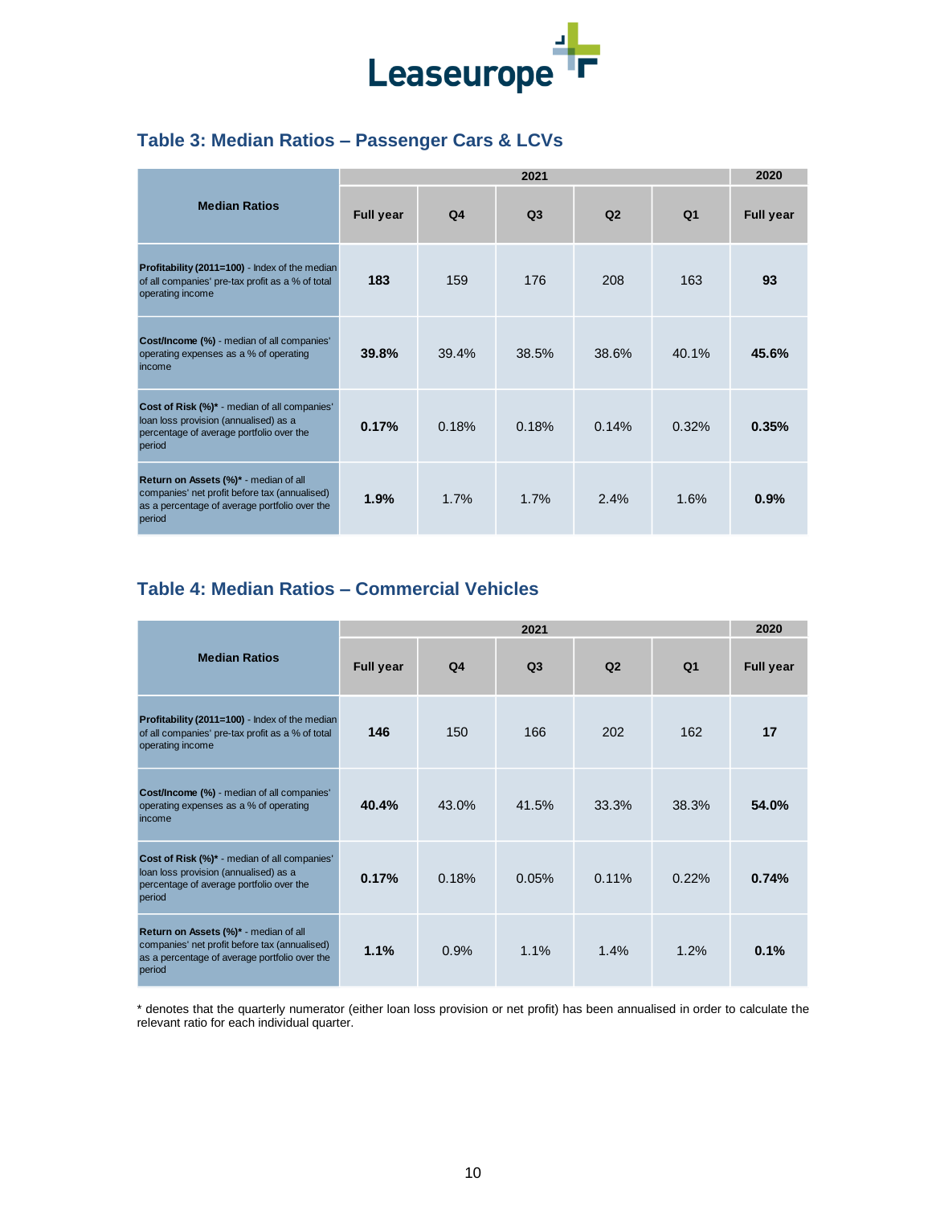## Table 3: Median Ratios – Passenger Cars & LCVs

| Median Ratios | 2021 | | | | | 2020 |
|---|---|---|---|---|---|---|
| | **Full year** | **Q4** | **Q3** | **Q2** | **Q1** | **Full year** |
| **Profitability (2011=100)** - Index of the median of all companies' pre-tax profit as a % of total operating income | **183** | 159 | 176 | 208 | 163 | **93** |
| **Cost/Income (%)** - median of all companies' operating expenses as a % of operating income | **39.8%** | 39.4% | 38.5% | 38.6% | 40.1% | **45.6%** |
| **Cost of Risk (%)*** - median of all companies' loan loss provision (annualised) as a percentage of average portfolio over the period | **0.17%** | 0.18% | 0.18% | 0.14% | 0.32% | **0.35%** |
| **Return on Assets (%)*** - median of all companies' net profit before tax (annualised) as a percentage of average portfolio over the period | **1.9%** | 1.7% | 1.7% | 2.4% | 1.6% | **0.9%** |

## Table 4: Median Ratios – Commercial Vehicles

| Median Ratios | 2021 | | | | | 2020 |
|---|---|---|---|---|---|---|
| | **Full year** | **Q4** | **Q3** | **Q2** | **Q1** | **Full year** |
| **Profitability (2011=100)** - Index of the median of all companies' pre-tax profit as a % of total operating income | **146** | 150 | 166 | 202 | 162 | **17** |
| **Cost/Income (%)** - median of all companies' operating expenses as a % of operating income | **40.4%** | 43.0% | 41.5% | 33.3% | 38.3% | **54.0%** |
| **Cost of Risk (%)*** - median of all companies' loan loss provision (annualised) as a percentage of average portfolio over the period | **0.17%** | 0.18% | 0.05% | 0.11% | 0.22% | **0.74%** |
| **Return on Assets (%)*** - median of all companies' net profit before tax (annualised) as a percentage of average portfolio over the period | **1.1%** | 0.9% | 1.1% | 1.4% | 1.2% | **0.1%** |

* denotes that the quarterly numerator (either loan loss provision or net profit) has been annualised in order to calculate the relevant ratio for each individual quarter.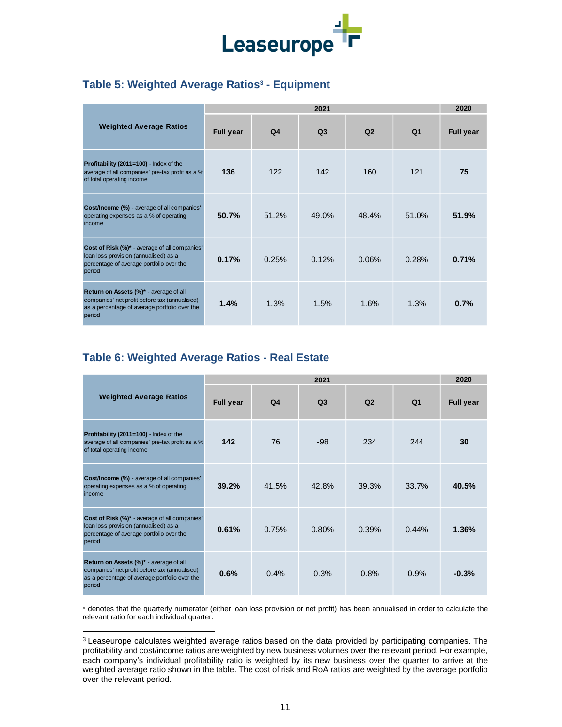## Table 5: Weighted Average Ratios[3] - Equipment

| Weighted Average Ratios | 2021 | | | | | 2020 |
|---|---|---|---|---|---|---|
| | **Full year** | **Q4** | **Q3** | **Q2** | **Q1** | **Full year** |
| **Profitability (2011=100)** - Index of the average of all companies' pre-tax profit as a % of total operating income | **136** | 122 | 142 | 160 | 121 | **75** |
| **Cost/Income (%)** - average of all companies' operating expenses as a % of operating income | **50.7%** | 51.2% | 49.0% | 48.4% | 51.0% | **51.9%** |
| **Cost of Risk (%)*** - average of all companies' loan loss provision (annualised) as a percentage of average portfolio over the period | **0.17%** | 0.25% | 0.12% | 0.06% | 0.28% | **0.71%** |
| **Return on Assets (%)*** - average of all companies' net profit before tax (annualised) as a percentage of average portfolio over the period | **1.4%** | 1.3% | 1.5% | 1.6% | 1.3% | **0.7%** |

## Table 6: Weighted Average Ratios - Real Estate

| Weighted Average Ratios | 2021 | | | | | 2020 |
|---|---|---|---|---|---|---|
| | **Full year** | **Q4** | **Q3** | **Q2** | **Q1** | **Full year** |
| **Profitability (2011=100)** - Index of the average of all companies' pre-tax profit as a % of total operating income | **142** | 76 | -98 | 234 | 244 | **30** |
| **Cost/Income (%)** - average of all companies' operating expenses as a % of operating income | **39.2%** | 41.5% | 42.8% | 39.3% | 33.7% | **40.5%** |
| **Cost of Risk (%)*** - average of all companies' loan loss provision (annualised) as a percentage of average portfolio over the period | **0.61%** | 0.75% | 0.80% | 0.39% | 0.44% | **1.36%** |
| **Return on Assets (%)*** - average of all companies' net profit before tax (annualised) as a percentage of average portfolio over the period | **0.6%** | 0.4% | 0.3% | 0.8% | 0.9% | **-0.3%** |

* denotes that the quarterly numerator (either loan loss provision or net profit) has been annualised in order to calculate the relevant ratio for each individual quarter.

[3] Leaseurope calculates weighted average ratios based on the data provided by participating companies. The profitability and cost/income ratios are weighted by new business volumes over the relevant period. For example, each company's individual profitability ratio is weighted by its new business over the quarter to arrive at the weighted average ratio shown in the table. The cost of risk and RoA ratios are weighted by the average portfolio over the relevant period.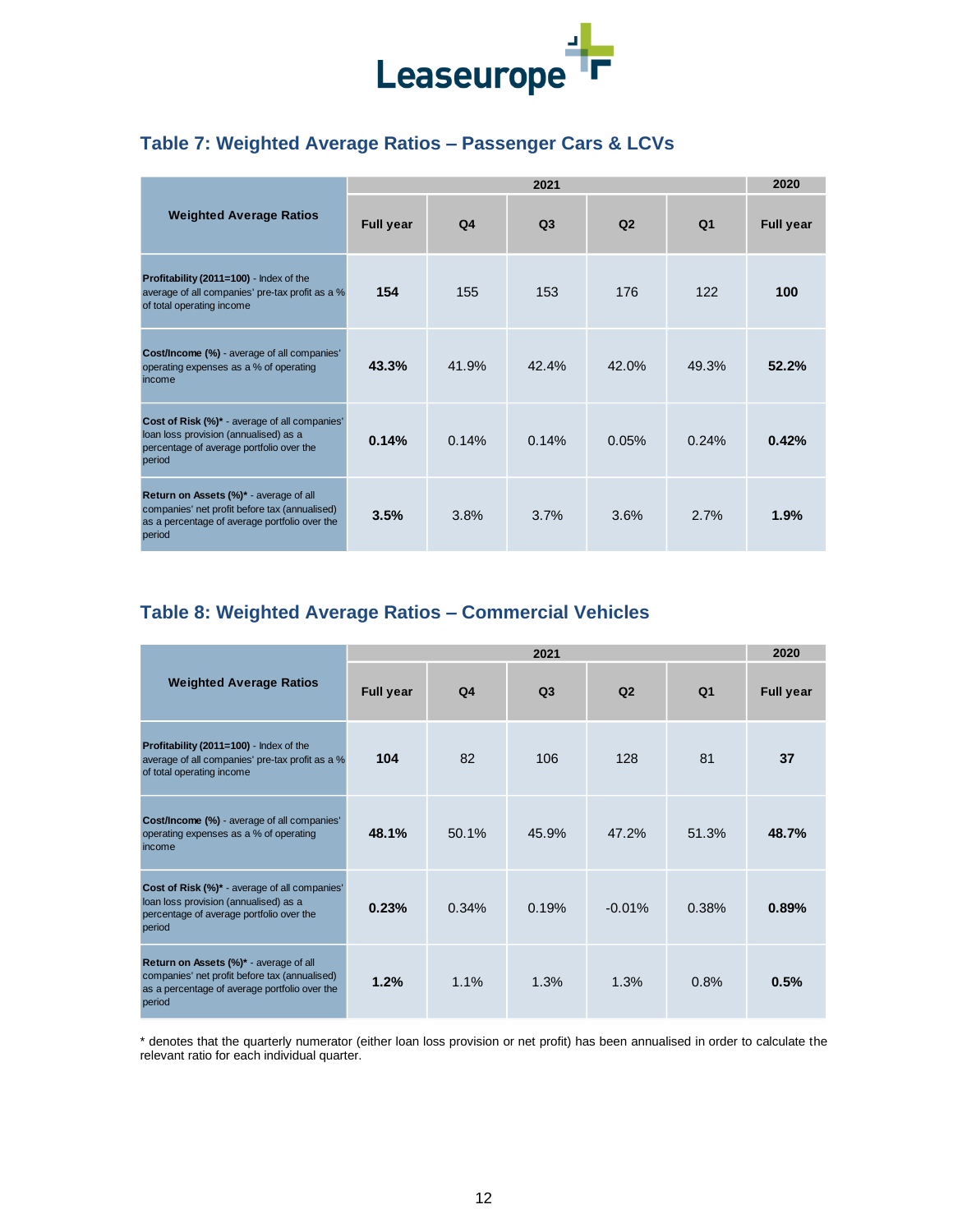## Table 7: Weighted Average Ratios – Passenger Cars & LCVs

| Weighted Average Ratios | 2021 | | | | | 2020 |
|---|---|---|---|---|---|---|
| | **Full year** | Q4 | Q3 | Q2 | Q1 | **Full year** |
| **Profitability (2011=100)** - Index of the average of all companies' pre-tax profit as a % of total operating income | **154** | 155 | 153 | 176 | 122 | **100** |
| **Cost/Income (%)** - average of all companies' operating expenses as a % of operating income | **43.3%** | 41.9% | 42.4% | 42.0% | 49.3% | **52.2%** |
| **Cost of Risk (%)*** - average of all companies' loan loss provision (annualised) as a percentage of average portfolio over the period | **0.14%** | 0.14% | 0.14% | 0.05% | 0.24% | **0.42%** |
| **Return on Assets (%)*** - average of all companies' net profit before tax (annualised) as a percentage of average portfolio over the period | **3.5%** | 3.8% | 3.7% | 3.6% | 2.7% | **1.9%** |

## Table 8: Weighted Average Ratios – Commercial Vehicles

| Weighted Average Ratios | 2021 | | | | | 2020 |
|---|---|---|---|---|---|---|
| | **Full year** | Q4 | Q3 | Q2 | Q1 | **Full year** |
| **Profitability (2011=100)** - Index of the average of all companies' pre-tax profit as a % of total operating income | **104** | 82 | 106 | 128 | 81 | **37** |
| **Cost/Income (%)** - average of all companies' operating expenses as a % of operating income | **48.1%** | 50.1% | 45.9% | 47.2% | 51.3% | **48.7%** |
| **Cost of Risk (%)*** - average of all companies' loan loss provision (annualised) as a percentage of average portfolio over the period | **0.23%** | 0.34% | 0.19% | -0.01% | 0.38% | **0.89%** |
| **Return on Assets (%)*** - average of all companies' net profit before tax (annualised) as a percentage of average portfolio over the period | **1.2%** | 1.1% | 1.3% | 1.3% | 0.8% | **0.5%** |

* denotes that the quarterly numerator (either loan loss provision or net profit) has been annualised in order to calculate the relevant ratio for each individual quarter.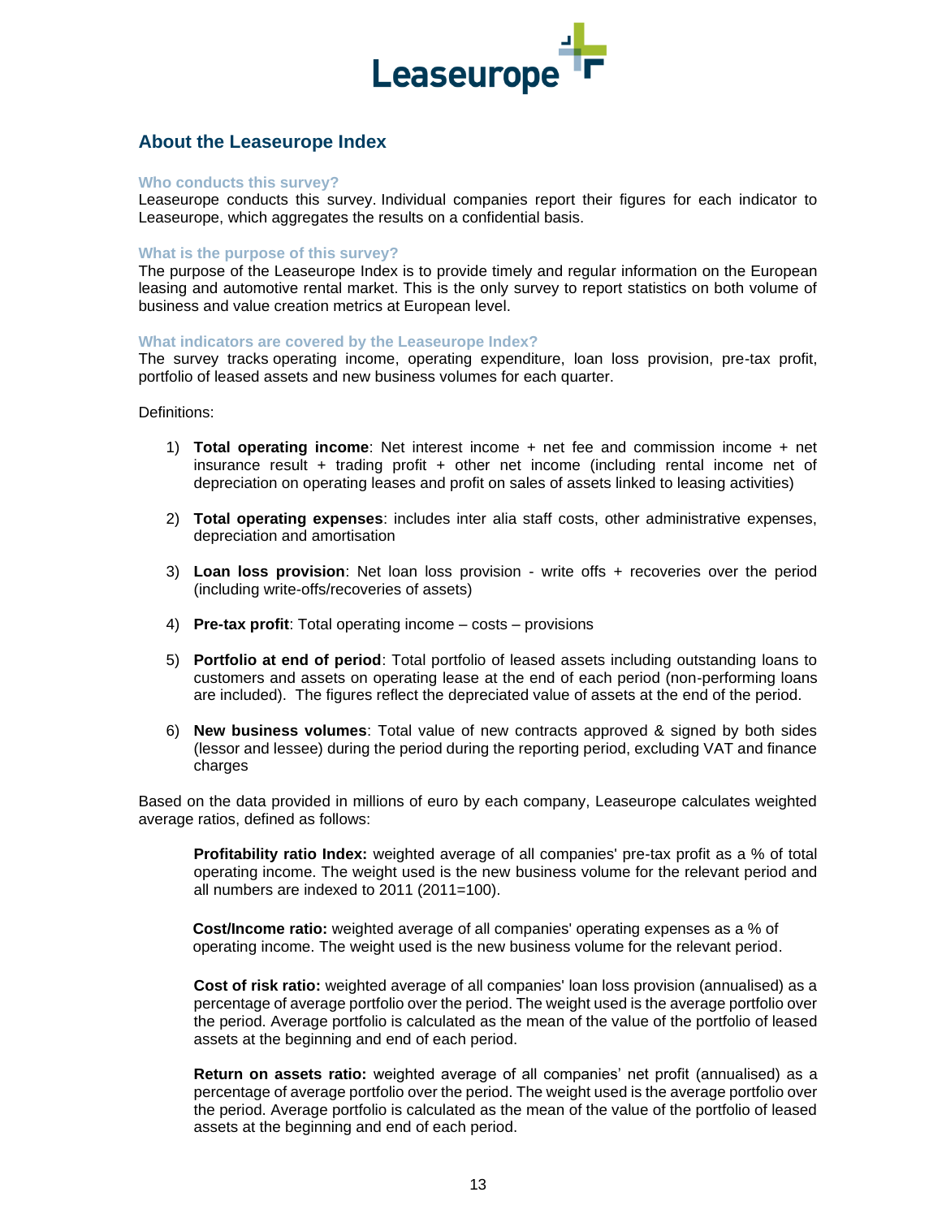## About the Leaseurope Index

### Who conducts this survey?

Leaseurope conducts this survey. Individual companies report their figures for each indicator to Leaseurope, which aggregates the results on a confidential basis.

### What is the purpose of this survey?

The purpose of the Leaseurope Index is to provide timely and regular information on the European leasing and automotive rental market. This is the only survey to report statistics on both volume of business and value creation metrics at European level.

### What indicators are covered by the Leaseurope Index?

The survey tracks operating income, operating expenditure, loan loss provision, pre-tax profit, portfolio of leased assets and new business volumes for each quarter.

Definitions:

1) **Total operating income**: Net interest income + net fee and commission income + net insurance result + trading profit + other net income (including rental income net of depreciation on operating leases and profit on sales of assets linked to leasing activities)

2) **Total operating expenses**: includes inter alia staff costs, other administrative expenses, depreciation and amortisation

3) **Loan loss provision**: Net loan loss provision - write offs + recoveries over the period (including write-offs/recoveries of assets)

4) **Pre-tax profit**: Total operating income – costs – provisions

5) **Portfolio at end of period**: Total portfolio of leased assets including outstanding loans to customers and assets on operating lease at the end of each period (non-performing loans are included). The figures reflect the depreciated value of assets at the end of the period.

6) **New business volumes**: Total value of new contracts approved & signed by both sides (lessor and lessee) during the period during the reporting period, excluding VAT and finance charges

Based on the data provided in millions of euro by each company, Leaseurope calculates weighted average ratios, defined as follows:

**Profitability ratio Index:** weighted average of all companies' pre-tax profit as a % of total operating income. The weight used is the new business volume for the relevant period and all numbers are indexed to 2011 (2011=100).

**Cost/Income ratio:** weighted average of all companies' operating expenses as a % of operating income. The weight used is the new business volume for the relevant period.

**Cost of risk ratio:** weighted average of all companies' loan loss provision (annualised) as a percentage of average portfolio over the period. The weight used is the average portfolio over the period. Average portfolio is calculated as the mean of the value of the portfolio of leased assets at the beginning and end of each period.

**Return on assets ratio:** weighted average of all companies' net profit (annualised) as a percentage of average portfolio over the period. The weight used is the average portfolio over the period. Average portfolio is calculated as the mean of the value of the portfolio of leased assets at the beginning and end of each period.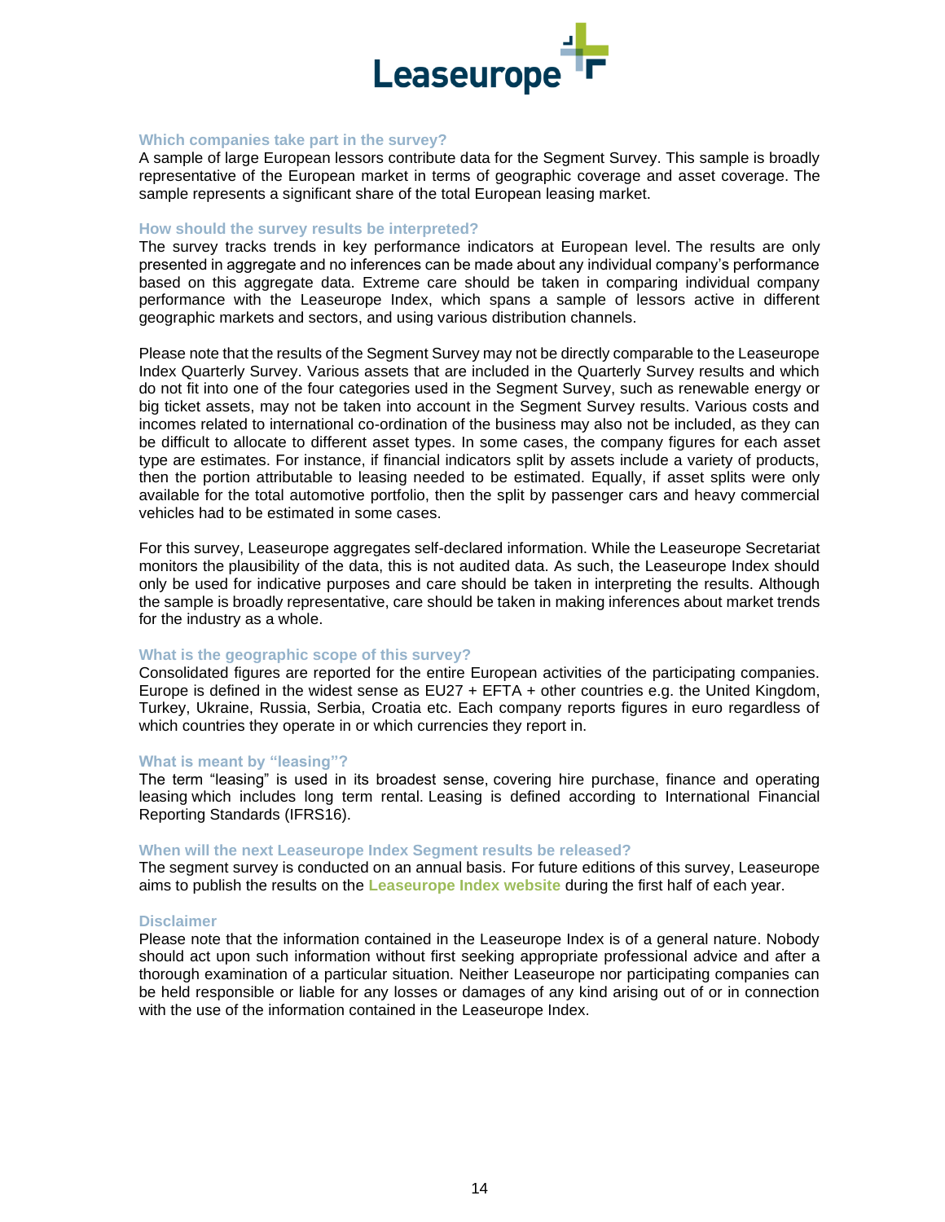### Which companies take part in the survey?

A sample of large European lessors contribute data for the Segment Survey. This sample is broadly representative of the European market in terms of geographic coverage and asset coverage. The sample represents a significant share of the total European leasing market.

### How should the survey results be interpreted?

The survey tracks trends in key performance indicators at European level. The results are only presented in aggregate and no inferences can be made about any individual company's performance based on this aggregate data. Extreme care should be taken in comparing individual company performance with the Leaseurope Index, which spans a sample of lessors active in different geographic markets and sectors, and using various distribution channels.

Please note that the results of the Segment Survey may not be directly comparable to the Leaseurope Index Quarterly Survey. Various assets that are included in the Quarterly Survey results and which do not fit into one of the four categories used in the Segment Survey, such as renewable energy or big ticket assets, may not be taken into account in the Segment Survey results. Various costs and incomes related to international co-ordination of the business may also not be included, as they can be difficult to allocate to different asset types. In some cases, the company figures for each asset type are estimates. For instance, if financial indicators split by assets include a variety of products, then the portion attributable to leasing needed to be estimated. Equally, if asset splits were only available for the total automotive portfolio, then the split by passenger cars and heavy commercial vehicles had to be estimated in some cases.

For this survey, Leaseurope aggregates self-declared information. While the Leaseurope Secretariat monitors the plausibility of the data, this is not audited data. As such, the Leaseurope Index should only be used for indicative purposes and care should be taken in interpreting the results. Although the sample is broadly representative, care should be taken in making inferences about market trends for the industry as a whole.

### What is the geographic scope of this survey?

Consolidated figures are reported for the entire European activities of the participating companies. Europe is defined in the widest sense as EU27 + EFTA + other countries e.g. the United Kingdom, Turkey, Ukraine, Russia, Serbia, Croatia etc. Each company reports figures in euro regardless of which countries they operate in or which currencies they report in.

### What is meant by "leasing"?

The term "leasing" is used in its broadest sense, covering hire purchase, finance and operating leasing which includes long term rental. Leasing is defined according to International Financial Reporting Standards (IFRS16).

### When will the next Leaseurope Index Segment results be released?

The segment survey is conducted on an annual basis. For future editions of this survey, Leaseurope aims to publish the results on the **Leaseurope Index website** during the first half of each year.

### Disclaimer

Please note that the information contained in the Leaseurope Index is of a general nature. Nobody should act upon such information without first seeking appropriate professional advice and after a thorough examination of a particular situation. Neither Leaseurope nor participating companies can be held responsible or liable for any losses or damages of any kind arising out of or in connection with the use of the information contained in the Leaseurope Index.